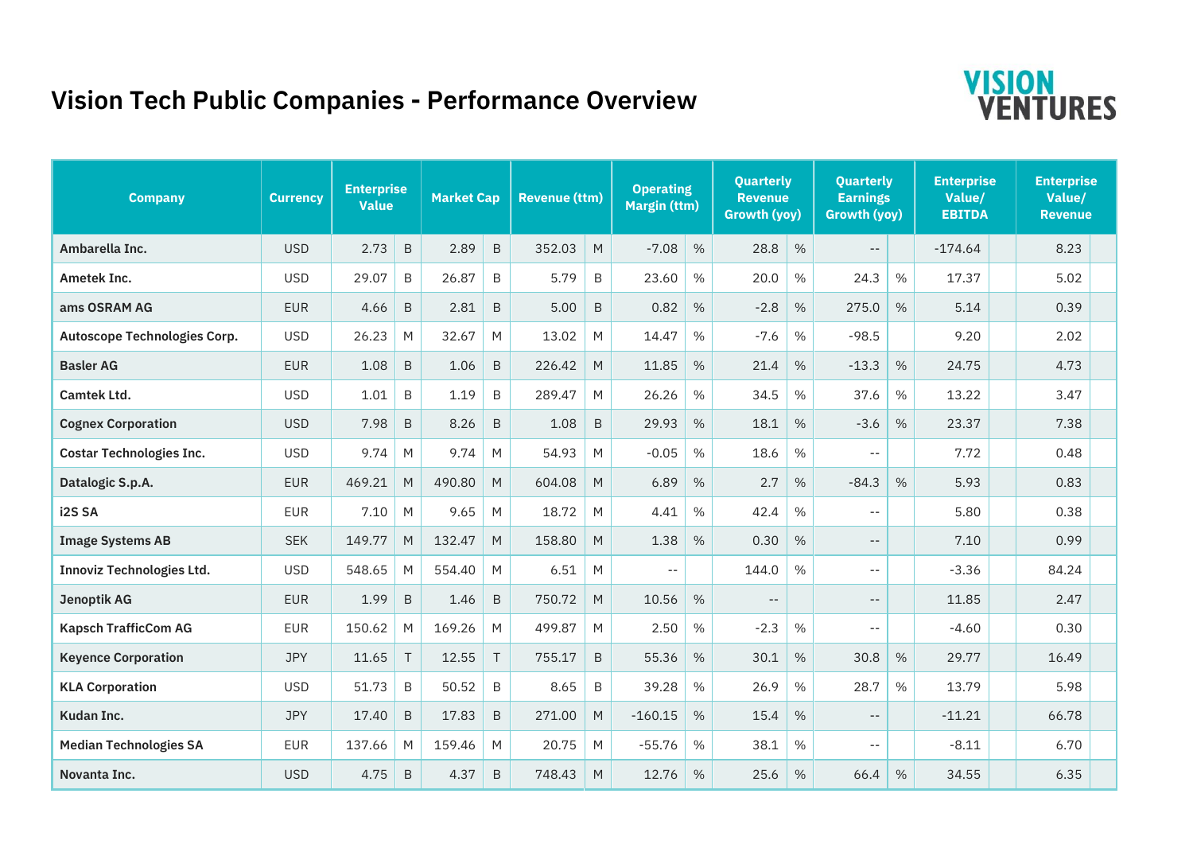# Vision Tech Public Companies - Performance Overview

VISION VENTURES

| Company | Currency | Enterprise Value | | Market Cap | | Revenue (ttm) | | Operating Margin (ttm) | | Quarterly Revenue Growth (yoy) | | Quarterly Earnings Growth (yoy) | | Enterprise Value/ EBITDA | | Enterprise Value/ Revenue | |
|---|---|---|---|---|---|---|---|---|---|---|---|---|---|---|---|---|---|
| Ambarella Inc. | USD | 2.73 | B | 2.89 | B | 352.03 | M | -7.08 | % | 28.8 | % | -- | | -174.64 | | 8.23 | |
| Ametek Inc. | USD | 29.07 | B | 26.87 | B | 5.79 | B | 23.60 | % | 20.0 | % | 24.3 | % | 17.37 | | 5.02 | |
| ams OSRAM AG | EUR | 4.66 | B | 2.81 | B | 5.00 | B | 0.82 | % | -2.8 | % | 275.0 | % | 5.14 | | 0.39 | |
| Autoscope Technologies Corp. | USD | 26.23 | M | 32.67 | M | 13.02 | M | 14.47 | % | -7.6 | % | -98.5 | | 9.20 | | 2.02 | |
| Basler AG | EUR | 1.08 | B | 1.06 | B | 226.42 | M | 11.85 | % | 21.4 | % | -13.3 | % | 24.75 | | 4.73 | |
| Camtek Ltd. | USD | 1.01 | B | 1.19 | B | 289.47 | M | 26.26 | % | 34.5 | % | 37.6 | % | 13.22 | | 3.47 | |
| Cognex Corporation | USD | 7.98 | B | 8.26 | B | 1.08 | B | 29.93 | % | 18.1 | % | -3.6 | % | 23.37 | | 7.38 | |
| Costar Technologies Inc. | USD | 9.74 | M | 9.74 | M | 54.93 | M | -0.05 | % | 18.6 | % | -- | | 7.72 | | 0.48 | |
| Datalogic S.p.A. | EUR | 469.21 | M | 490.80 | M | 604.08 | M | 6.89 | % | 2.7 | % | -84.3 | % | 5.93 | | 0.83 | |
| i2S SA | EUR | 7.10 | M | 9.65 | M | 18.72 | M | 4.41 | % | 42.4 | % | -- | | 5.80 | | 0.38 | |
| Image Systems AB | SEK | 149.77 | M | 132.47 | M | 158.80 | M | 1.38 | % | 0.30 | % | -- | | 7.10 | | 0.99 | |
| Innoviz Technologies Ltd. | USD | 548.65 | M | 554.40 | M | 6.51 | M | -- | | 144.0 | % | -- | | -3.36 | | 84.24 | |
| Jenoptik AG | EUR | 1.99 | B | 1.46 | B | 750.72 | M | 10.56 | % | -- | | -- | | 11.85 | | 2.47 | |
| Kapsch TrafficCom AG | EUR | 150.62 | M | 169.26 | M | 499.87 | M | 2.50 | % | -2.3 | % | -- | | -4.60 | | 0.30 | |
| Keyence Corporation | JPY | 11.65 | T | 12.55 | T | 755.17 | B | 55.36 | % | 30.1 | % | 30.8 | % | 29.77 | | 16.49 | |
| KLA Corporation | USD | 51.73 | B | 50.52 | B | 8.65 | B | 39.28 | % | 26.9 | % | 28.7 | % | 13.79 | | 5.98 | |
| Kudan Inc. | JPY | 17.40 | B | 17.83 | B | 271.00 | M | -160.15 | % | 15.4 | % | -- | | -11.21 | | 66.78 | |
| Median Technologies SA | EUR | 137.66 | M | 159.46 | M | 20.75 | M | -55.76 | % | 38.1 | % | -- | | -8.11 | | 6.70 | |
| Novanta Inc. | USD | 4.75 | B | 4.37 | B | 748.43 | M | 12.76 | % | 25.6 | % | 66.4 | % | 34.55 | | 6.35 | |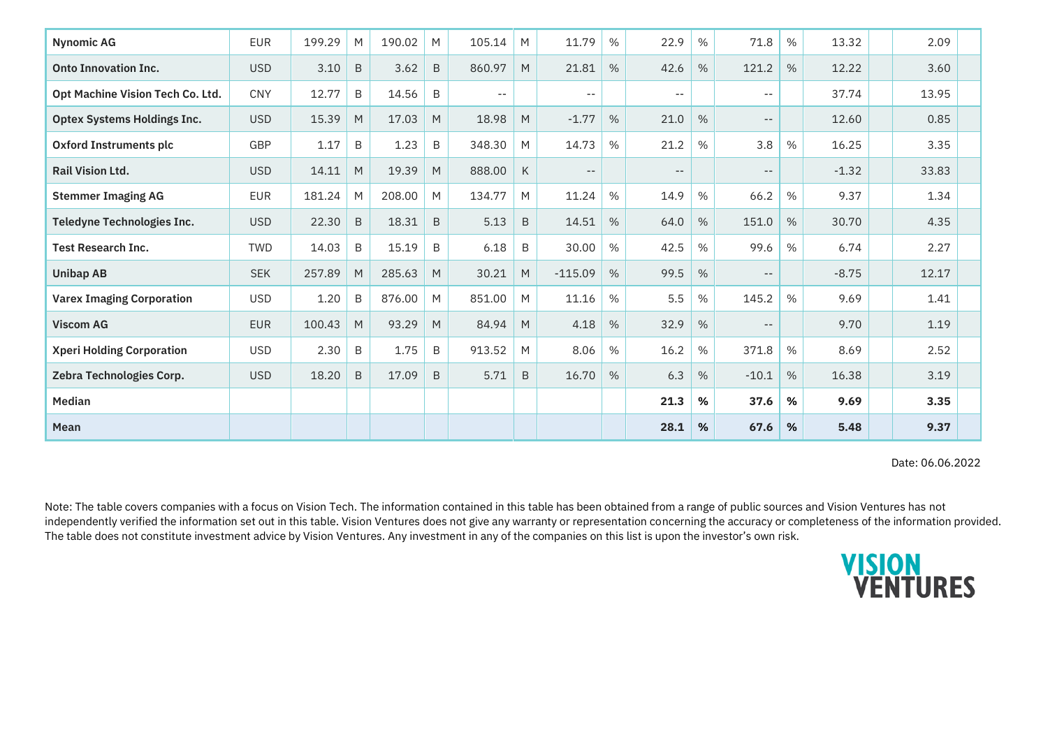| | | | | | | | | | | | | | | |
|---|---|---|---|---|---|---|---|---|---|---|---|---|---|---|
| **Nynomic AG** | EUR | 199.29 | M | 190.02 | M | 105.14 | M | 11.79 | % | 22.9 | % | 71.8 | % | 13.32 | 2.09 |
| **Onto Innovation Inc.** | USD | 3.10 | B | 3.62 | B | 860.97 | M | 21.81 | % | 42.6 | % | 121.2 | % | 12.22 | 3.60 |
| **Opt Machine Vision Tech Co. Ltd.** | CNY | 12.77 | B | 14.56 | B | -- | | -- | | -- | | -- | | 37.74 | 13.95 |
| **Optex Systems Holdings Inc.** | USD | 15.39 | M | 17.03 | M | 18.98 | M | -1.77 | % | 21.0 | % | -- | | 12.60 | 0.85 |
| **Oxford Instruments plc** | GBP | 1.17 | B | 1.23 | B | 348.30 | M | 14.73 | % | 21.2 | % | 3.8 | % | 16.25 | 3.35 |
| **Rail Vision Ltd.** | USD | 14.11 | M | 19.39 | M | 888.00 | K | -- | | -- | | -- | | -1.32 | 33.83 |
| **Stemmer Imaging AG** | EUR | 181.24 | M | 208.00 | M | 134.77 | M | 11.24 | % | 14.9 | % | 66.2 | % | 9.37 | 1.34 |
| **Teledyne Technologies Inc.** | USD | 22.30 | B | 18.31 | B | 5.13 | B | 14.51 | % | 64.0 | % | 151.0 | % | 30.70 | 4.35 |
| **Test Research Inc.** | TWD | 14.03 | B | 15.19 | B | 6.18 | B | 30.00 | % | 42.5 | % | 99.6 | % | 6.74 | 2.27 |
| **Unibap AB** | SEK | 257.89 | M | 285.63 | M | 30.21 | M | -115.09 | % | 99.5 | % | -- | | -8.75 | 12.17 |
| **Varex Imaging Corporation** | USD | 1.20 | B | 876.00 | M | 851.00 | M | 11.16 | % | 5.5 | % | 145.2 | % | 9.69 | 1.41 |
| **Viscom AG** | EUR | 100.43 | M | 93.29 | M | 84.94 | M | 4.18 | % | 32.9 | % | -- | | 9.70 | 1.19 |
| **Xperi Holding Corporation** | USD | 2.30 | B | 1.75 | B | 913.52 | M | 8.06 | % | 16.2 | % | 371.8 | % | 8.69 | 2.52 |
| **Zebra Technologies Corp.** | USD | 18.20 | B | 17.09 | B | 5.71 | B | 16.70 | % | 6.3 | % | -10.1 | % | 16.38 | 3.19 |
| **Median** | | | | | | | | | | **21.3** | **%** | **37.6** | **%** | **9.69** | **3.35** |
| **Mean** | | | | | | | | | | **28.1** | **%** | **67.6** | **%** | **5.48** | **9.37** |

Date: 06.06.2022

Note: The table covers companies with a focus on Vision Tech. The information contained in this table has been obtained from a range of public sources and Vision Ventures has not independently verified the information set out in this table. Vision Ventures does not give any warranty or representation concerning the accuracy or completeness of the information provided. The table does not constitute investment advice by Vision Ventures. Any investment in any of the companies on this list is upon the investor's own risk.

VISION VENTURES